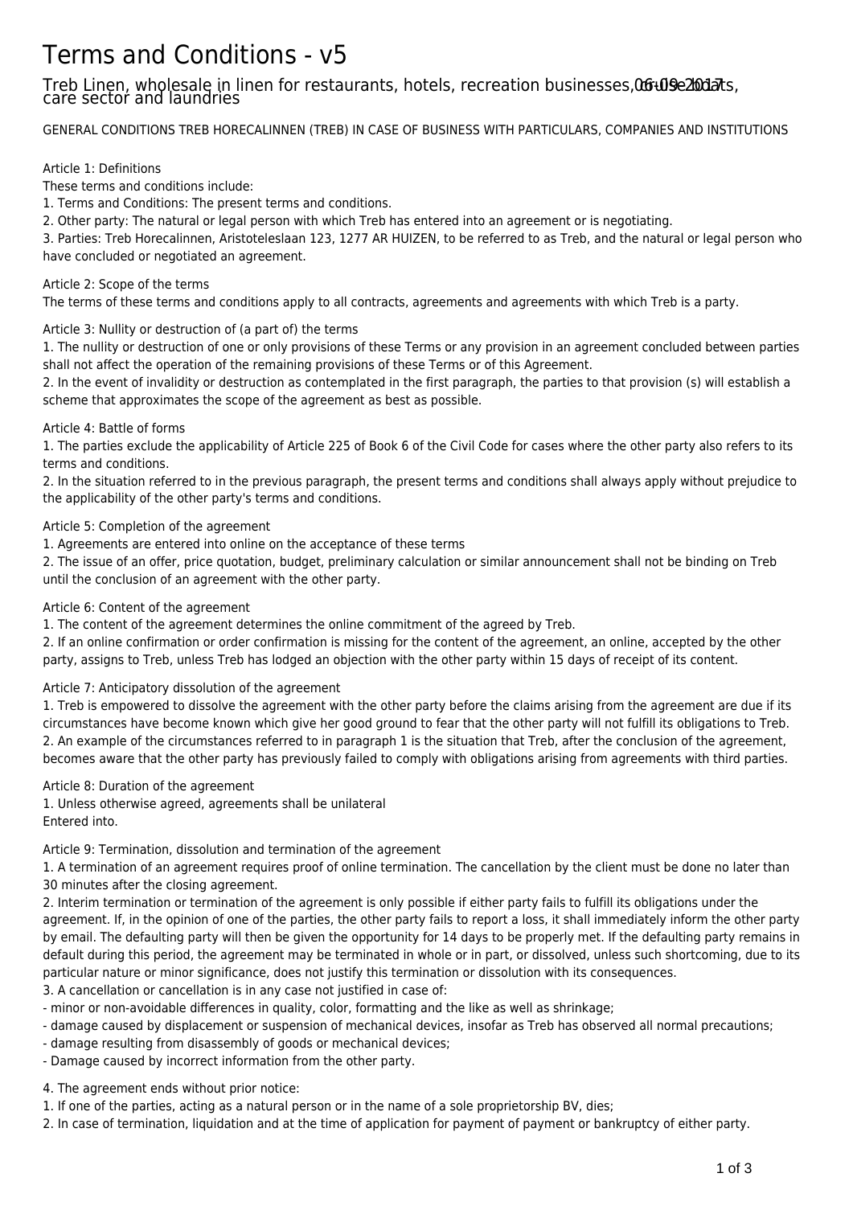# Terms and Conditions - v5

## Treb Linen, wholesale in linen for restaurants, hotels, recreation businesses, care sector and laundries

06-09-2017

GENERAL CONDITIONS TREB HORECALINNEN (TREB) IN CASE OF BUSINESS WITH PARTICULARS, COMPANIES AND INSTITUTIONS

Article 1: Definitions

These terms and conditions include:

1. Terms and Conditions: The present terms and conditions.
2. Other party: The natural or legal person with which Treb has entered into an agreement or is negotiating.
3. Parties: Treb Horecalinnen, Aristoteleslaan 123, 1277 AR HUIZEN, to be referred to as Treb, and the natural or legal person who have concluded or negotiated an agreement.

Article 2: Scope of the terms

The terms of these terms and conditions apply to all contracts, agreements and agreements with which Treb is a party.

Article 3: Nullity or destruction of (a part of) the terms

1. The nullity or destruction of one or only provisions of these Terms or any provision in an agreement concluded between parties shall not affect the operation of the remaining provisions of these Terms or of this Agreement.
2. In the event of invalidity or destruction as contemplated in the first paragraph, the parties to that provision (s) will establish a scheme that approximates the scope of the agreement as best as possible.

Article 4: Battle of forms

1. The parties exclude the applicability of Article 225 of Book 6 of the Civil Code for cases where the other party also refers to its terms and conditions.
2. In the situation referred to in the previous paragraph, the present terms and conditions shall always apply without prejudice to the applicability of the other party's terms and conditions.

Article 5: Completion of the agreement

1. Agreements are entered into online on the acceptance of these terms
2. The issue of an offer, price quotation, budget, preliminary calculation or similar announcement shall not be binding on Treb until the conclusion of an agreement with the other party.

Article 6: Content of the agreement

1. The content of the agreement determines the online commitment of the agreed by Treb.
2. If an online confirmation or order confirmation is missing for the content of the agreement, an online, accepted by the other party, assigns to Treb, unless Treb has lodged an objection with the other party within 15 days of receipt of its content.

Article 7: Anticipatory dissolution of the agreement

1. Treb is empowered to dissolve the agreement with the other party before the claims arising from the agreement are due if its circumstances have become known which give her good ground to fear that the other party will not fulfill its obligations to Treb.
2. An example of the circumstances referred to in paragraph 1 is the situation that Treb, after the conclusion of the agreement, becomes aware that the other party has previously failed to comply with obligations arising from agreements with third parties.

Article 8: Duration of the agreement

1. Unless otherwise agreed, agreements shall be unilateral
Entered into.

Article 9: Termination, dissolution and termination of the agreement

1. A termination of an agreement requires proof of online termination. The cancellation by the client must be done no later than 30 minutes after the closing agreement.
2. Interim termination or termination of the agreement is only possible if either party fails to fulfill its obligations under the agreement. If, in the opinion of one of the parties, the other party fails to report a loss, it shall immediately inform the other party by email. The defaulting party will then be given the opportunity for 14 days to be properly met. If the defaulting party remains in default during this period, the agreement may be terminated in whole or in part, or dissolved, unless such shortcoming, due to its particular nature or minor significance, does not justify this termination or dissolution with its consequences.
3. A cancellation or cancellation is in any case not justified in case of:

- minor or non-avoidable differences in quality, color, formatting and the like as well as shrinkage;
- damage caused by displacement or suspension of mechanical devices, insofar as Treb has observed all normal precautions;
- damage resulting from disassembly of goods or mechanical devices;
- Damage caused by incorrect information from the other party.

4. The agreement ends without prior notice:

1. If one of the parties, acting as a natural person or in the name of a sole proprietorship BV, dies;
2. In case of termination, liquidation and at the time of application for payment of payment or bankruptcy of either party.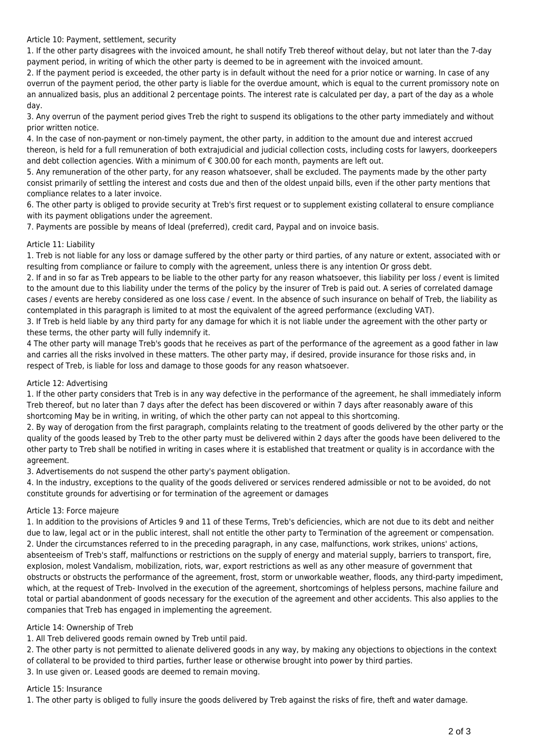Article 10: Payment, settlement, security

1. If the other party disagrees with the invoiced amount, he shall notify Treb thereof without delay, but not later than the 7-day payment period, in writing of which the other party is deemed to be in agreement with the invoiced amount.
2. If the payment period is exceeded, the other party is in default without the need for a prior notice or warning. In case of any overrun of the payment period, the other party is liable for the overdue amount, which is equal to the current promissory note on an annualized basis, plus an additional 2 percentage points. The interest rate is calculated per day, a part of the day as a whole day.
3. Any overrun of the payment period gives Treb the right to suspend its obligations to the other party immediately and without prior written notice.
4. In the case of non-payment or non-timely payment, the other party, in addition to the amount due and interest accrued thereon, is held for a full remuneration of both extrajudicial and judicial collection costs, including costs for lawyers, doorkeepers and debt collection agencies. With a minimum of € 300.00 for each month, payments are left out.
5. Any remuneration of the other party, for any reason whatsoever, shall be excluded. The payments made by the other party consist primarily of settling the interest and costs due and then of the oldest unpaid bills, even if the other party mentions that compliance relates to a later invoice.
6. The other party is obliged to provide security at Treb's first request or to supplement existing collateral to ensure compliance with its payment obligations under the agreement.
7. Payments are possible by means of Ideal (preferred), credit card, Paypal and on invoice basis.

Article 11: Liability

1. Treb is not liable for any loss or damage suffered by the other party or third parties, of any nature or extent, associated with or resulting from compliance or failure to comply with the agreement, unless there is any intention Or gross debt.
2. If and in so far as Treb appears to be liable to the other party for any reason whatsoever, this liability per loss / event is limited to the amount due to this liability under the terms of the policy by the insurer of Treb is paid out. A series of correlated damage cases / events are hereby considered as one loss case / event. In the absence of such insurance on behalf of Treb, the liability as contemplated in this paragraph is limited to at most the equivalent of the agreed performance (excluding VAT).
3. If Treb is held liable by any third party for any damage for which it is not liable under the agreement with the other party or these terms, the other party will fully indemnify it.

4 The other party will manage Treb's goods that he receives as part of the performance of the agreement as a good father in law and carries all the risks involved in these matters. The other party may, if desired, provide insurance for those risks and, in respect of Treb, is liable for loss and damage to those goods for any reason whatsoever.

Article 12: Advertising

1. If the other party considers that Treb is in any way defective in the performance of the agreement, he shall immediately inform Treb thereof, but no later than 7 days after the defect has been discovered or within 7 days after reasonably aware of this shortcoming May be in writing, in writing, of which the other party can not appeal to this shortcoming.
2. By way of derogation from the first paragraph, complaints relating to the treatment of goods delivered by the other party or the quality of the goods leased by Treb to the other party must be delivered within 2 days after the goods have been delivered to the other party to Treb shall be notified in writing in cases where it is established that treatment or quality is in accordance with the agreement.
3. Advertisements do not suspend the other party's payment obligation.
4. In the industry, exceptions to the quality of the goods delivered or services rendered admissible or not to be avoided, do not constitute grounds for advertising or for termination of the agreement or damages

Article 13: Force majeure

1. In addition to the provisions of Articles 9 and 11 of these Terms, Treb's deficiencies, which are not due to its debt and neither due to law, legal act or in the public interest, shall not entitle the other party to Termination of the agreement or compensation.
2. Under the circumstances referred to in the preceding paragraph, in any case, malfunctions, work strikes, unions' actions, absenteeism of Treb's staff, malfunctions or restrictions on the supply of energy and material supply, barriers to transport, fire, explosion, molest Vandalism, mobilization, riots, war, export restrictions as well as any other measure of government that obstructs or obstructs the performance of the agreement, frost, storm or unworkable weather, floods, any third-party impediment, which, at the request of Treb- Involved in the execution of the agreement, shortcomings of helpless persons, machine failure and total or partial abandonment of goods necessary for the execution of the agreement and other accidents. This also applies to the companies that Treb has engaged in implementing the agreement.

Article 14: Ownership of Treb

1. All Treb delivered goods remain owned by Treb until paid.
2. The other party is not permitted to alienate delivered goods in any way, by making any objections to objections in the context of collateral to be provided to third parties, further lease or otherwise brought into power by third parties.
3. In use given or. Leased goods are deemed to remain moving.

Article 15: Insurance

1. The other party is obliged to fully insure the goods delivered by Treb against the risks of fire, theft and water damage.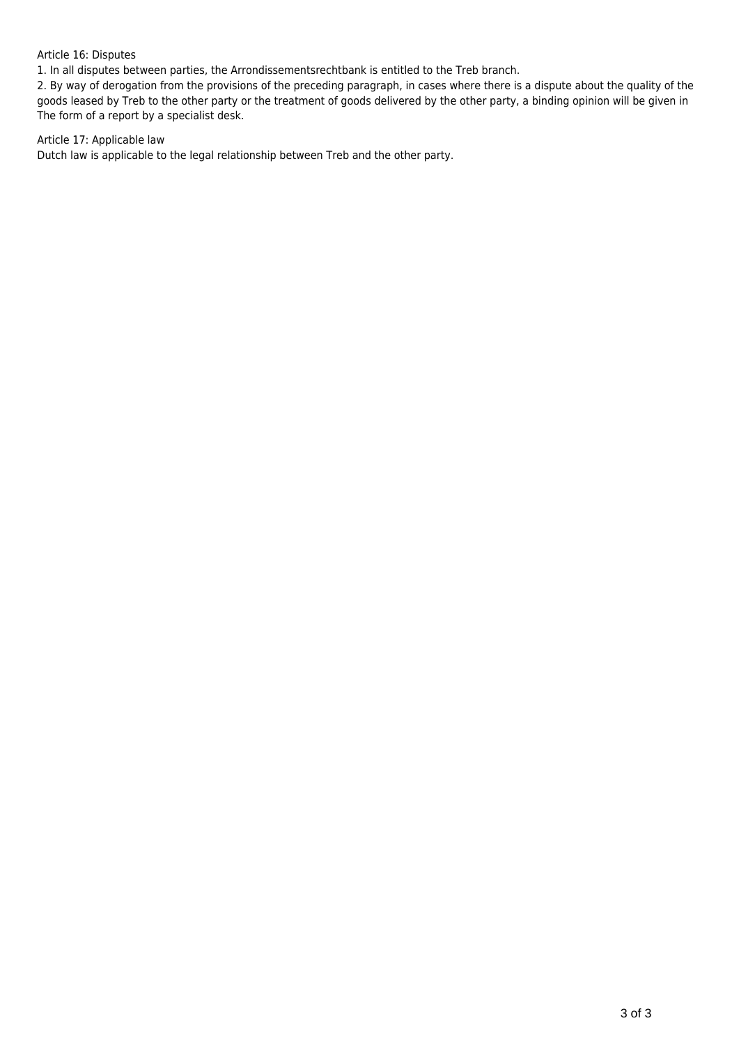Article 16: Disputes

1. In all disputes between parties, the Arrondissementsrechtbank is entitled to the Treb branch.
2. By way of derogation from the provisions of the preceding paragraph, in cases where there is a dispute about the quality of the goods leased by Treb to the other party or the treatment of goods delivered by the other party, a binding opinion will be given in The form of a report by a specialist desk.

Article 17: Applicable law

Dutch law is applicable to the legal relationship between Treb and the other party.